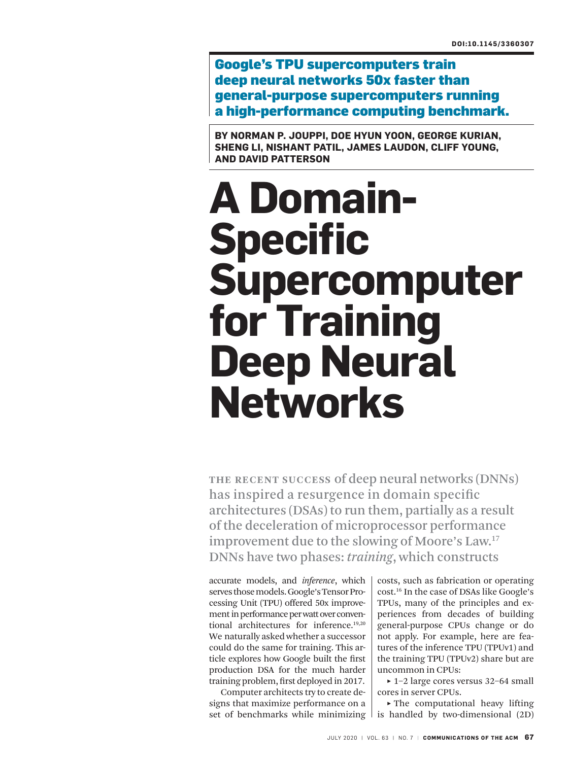DOI:10.1145/3360307

**Google's TPU supercomputers train deep neural networks 50x faster than general-purpose supercomputers running a high-performance computing benchmark.**

**BY NORMAN P. JOUPPI, DOE HYUN YOON, GEORGE KURIAN, SHENG LI, NISHANT PATIL, JAMES LAUDON, CLIFF YOUNG, AND DAVID PATTERSON**

# A Domain-Specific Supercomputer for Training Deep Neural Networks

THE RECENT SUCCESS of deep neural networks (DNNs) has inspired a resurgence in domain specific architectures (DSAs) to run them, partially as a result of the deceleration of microprocessor performance improvement due to the slowing of Moore's Law.[17] DNNs have two phases: *training*, which constructs accurate models, and *inference*, which serves those models. Google's Tensor Processing Unit (TPU) offered 50x improvement in performance per watt over conventional architectures for inference.[19,20] We naturally asked whether a successor could do the same for training. This article explores how Google built the first production DSA for the much harder training problem, first deployed in 2017.

Computer architects try to create designs that maximize performance on a set of benchmarks while minimizing costs, such as fabrication or operating cost.[16] In the case of DSAs like Google's TPUs, many of the principles and experiences from decades of building general-purpose CPUs change or do not apply. For example, here are features of the inference TPU (TPUv1) and the training TPU (TPUv2) share but are uncommon in CPUs:

- 1–2 large cores versus 32–64 small cores in server CPUs.
- The computational heavy lifting is handled by two-dimensional (2D)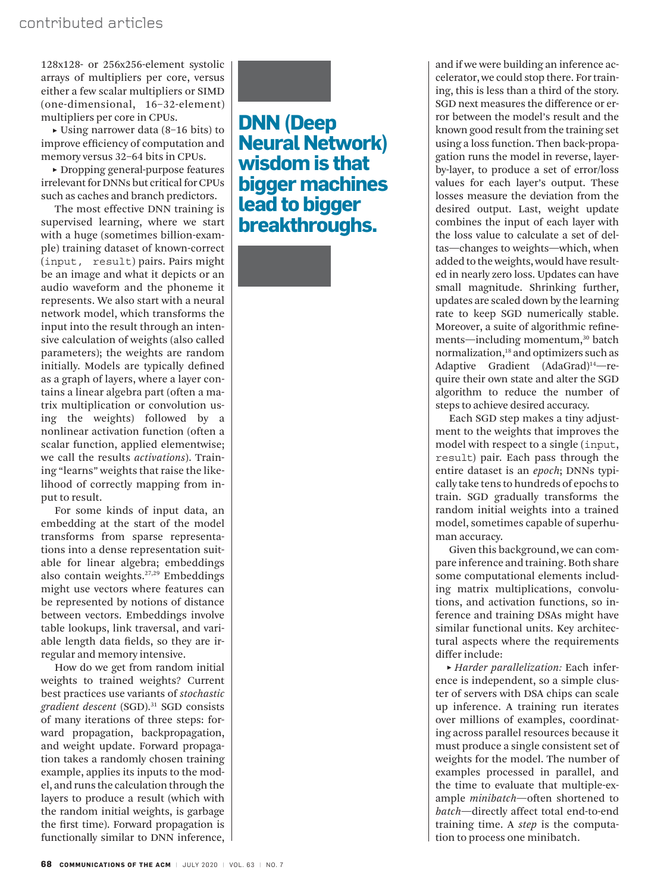128x128- or 256x256-element systolic arrays of multipliers per core, versus either a few scalar multipliers or SIMD (one-dimensional, 16–32-element) multipliers per core in CPUs.

- Using narrower data (8–16 bits) to improve efficiency of computation and memory versus 32–64 bits in CPUs.
- Dropping general-purpose features irrelevant for DNNs but critical for CPUs such as caches and branch predictors.

The most effective DNN training is supervised learning, where we start with a huge (sometimes billion-example) training dataset of known-correct (`input, result`) pairs. Pairs might be an image and what it depicts or an audio waveform and the phoneme it represents. We also start with a neural network model, which transforms the input into the result through an intensive calculation of weights (also called parameters); the weights are random initially. Models are typically defined as a graph of layers, where a layer contains a linear algebra part (often a matrix multiplication or convolution using the weights) followed by a nonlinear activation function (often a scalar function, applied elementwise; we call the results *activations*). Training "learns" weights that raise the likelihood of correctly mapping from input to result.

For some kinds of input data, an embedding at the start of the model transforms from sparse representations into a dense representation suitable for linear algebra; embeddings also contain weights.[27,29] Embeddings might use vectors where features can be represented by notions of distance between vectors. Embeddings involve table lookups, link traversal, and variable length data fields, so they are irregular and memory intensive.

How do we get from random initial weights to trained weights? Current best practices use variants of *stochastic gradient descent* (SGD).[31] SGD consists of many iterations of three steps: forward propagation, backpropagation, and weight update. Forward propagation takes a randomly chosen training example, applies its inputs to the model, and runs the calculation through the layers to produce a result (which with the random initial weights, is garbage the first time). Forward propagation is functionally similar to DNN inference, and if we were building an inference accelerator, we could stop there. For training, this is less than a third of the story. SGD next measures the difference or error between the model's result and the known good result from the training set using a loss function. Then back-propagation runs the model in reverse, layer-by-layer, to produce a set of error/loss values for each layer's output. These losses measure the deviation from the desired output. Last, weight update combines the input of each layer with the loss value to calculate a set of deltas—changes to weights—which, when added to the weights, would have resulted in nearly zero loss. Updates can have small magnitude. Shrinking further, updates are scaled down by the learning rate to keep SGD numerically stable. Moreover, a suite of algorithmic refinements—including momentum,[30] batch normalization,[18] and optimizers such as Adaptive Gradient (AdaGrad)[14]—require their own state and alter the SGD algorithm to reduce the number of steps to achieve desired accuracy.

**DNN (Deep Neural Network) wisdom is that bigger machines lead to bigger breakthroughs.**

Each SGD step makes a tiny adjustment to the weights that improves the model with respect to a single (`input, result`) pair. Each pass through the entire dataset is an *epoch*; DNNs typically take tens to hundreds of epochs to train. SGD gradually transforms the random initial weights into a trained model, sometimes capable of superhuman accuracy.

Given this background, we can compare inference and training. Both share some computational elements including matrix multiplications, convolutions, and activation functions, so inference and training DSAs might have similar functional units. Key architectural aspects where the requirements differ include:

- *Harder parallelization:* Each inference is independent, so a simple cluster of servers with DSA chips can scale up inference. A training run iterates over millions of examples, coordinating across parallel resources because it must produce a single consistent set of weights for the model. The number of examples processed in parallel, and the time to evaluate that multiple-example *minibatch*—often shortened to *batch*—directly affect total end-to-end training time. A *step* is the computation to process one minibatch.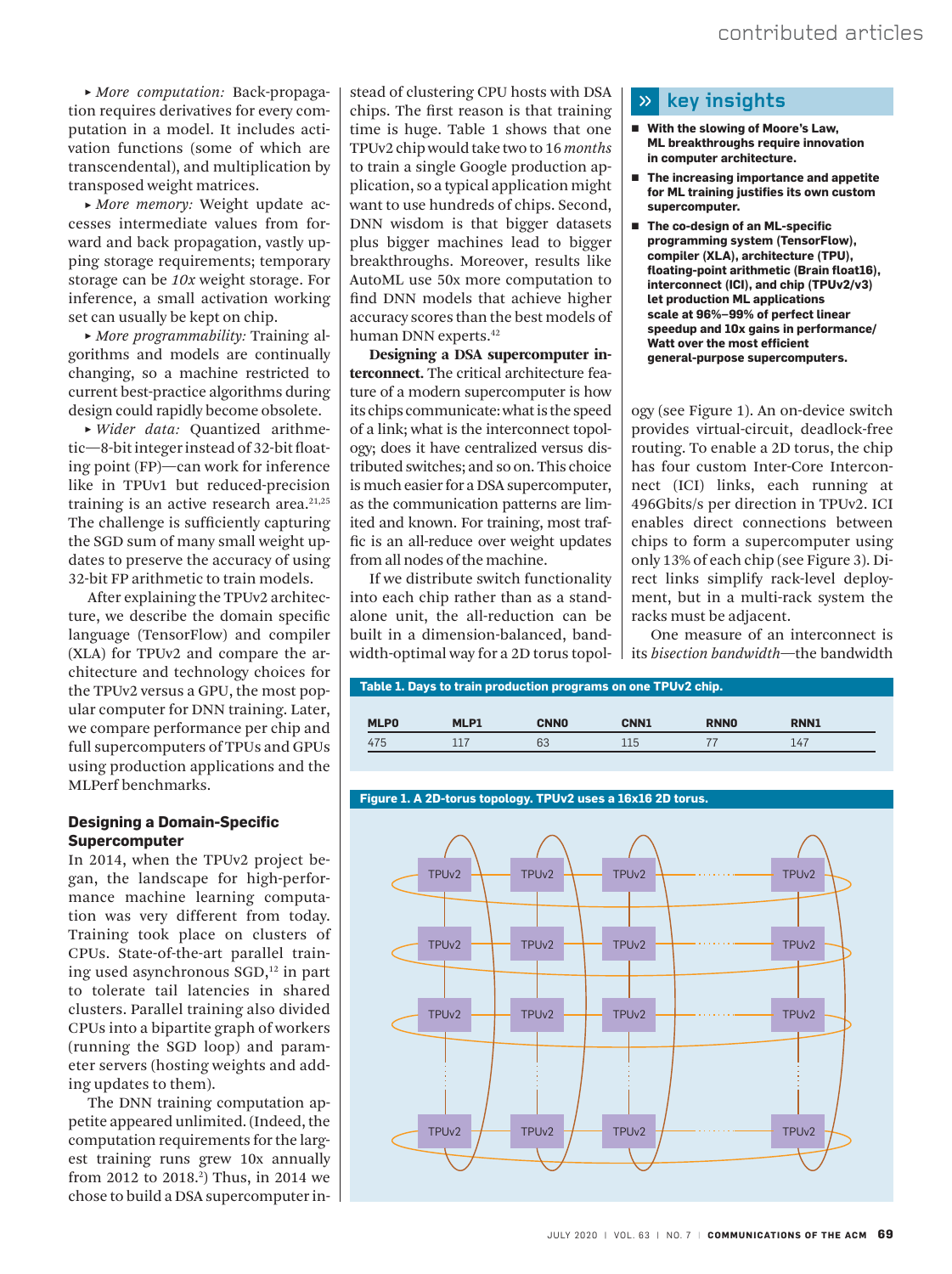▸ *More computation:* Back-propagation requires derivatives for every computation in a model. It includes activation functions (some of which are transcendental), and multiplication by transposed weight matrices.

▸ *More memory:* Weight update accesses intermediate values from forward and back propagation, vastly upping storage requirements; temporary storage can be *10x* weight storage. For inference, a small activation working set can usually be kept on chip.

▸ *More programmability:* Training algorithms and models are continually changing, so a machine restricted to current best-practice algorithms during design could rapidly become obsolete.

▸ *Wider data:* Quantized arithmetic—8-bit integer instead of 32-bit floating point (FP)—can work for inference like in TPUv1 but reduced-precision training is an active research area.[21,25] The challenge is sufficiently capturing the SGD sum of many small weight updates to preserve the accuracy of using 32-bit FP arithmetic to train models.

After explaining the TPUv2 architecture, we describe the domain specific language (TensorFlow) and compiler (XLA) for TPUv2 and compare the architecture and technology choices for the TPUv2 versus a GPU, the most popular computer for DNN training. Later, we compare performance per chip and full supercomputers of TPUs and GPUs using production applications and the MLPerf benchmarks.

## Designing a Domain-Specific Supercomputer

In 2014, when the TPUv2 project began, the landscape for high-performance machine learning computation was very different from today. Training took place on clusters of CPUs. State-of-the-art parallel training used asynchronous SGD,[12] in part to tolerate tail latencies in shared clusters. Parallel training also divided CPUs into a bipartite graph of workers (running the SGD loop) and parameter servers (hosting weights and adding updates to them).

The DNN training computation appetite appeared unlimited. (Indeed, the computation requirements for the largest training runs grew 10x annually from 2012 to 2018.[2]) Thus, in 2014 we chose to build a DSA supercomputer instead of clustering CPU hosts with DSA chips. The first reason is that training time is huge. Table 1 shows that one TPUv2 chip would take two to 16 *months* to train a single Google production application, so a typical application might want to use hundreds of chips. Second, DNN wisdom is that bigger datasets plus bigger machines lead to bigger breakthroughs. Moreover, results like AutoML use 50x more computation to find DNN models that achieve higher accuracy scores than the best models of human DNN experts.[42]

**Designing a DSA supercomputer interconnect.** The critical architecture feature of a modern supercomputer is how its chips communicate: what is the speed of a link; what is the interconnect topology; does it have centralized versus distributed switches; and so on. This choice is much easier for a DSA supercomputer, as the communication patterns are limited and known. For training, most traffic is an all-reduce over weight updates from all nodes of the machine.

If we distribute switch functionality into each chip rather than as a stand-alone unit, the all-reduction can be built in a dimension-balanced, bandwidth-optimal way for a 2D torus topology (see Figure 1). An on-device switch provides virtual-circuit, deadlock-free routing. To enable a 2D torus, the chip has four custom Inter-Core Interconnect (ICI) links, each running at 496Gbits/s per direction in TPUv2. ICI enables direct connections between chips to form a supercomputer using only 13% of each chip (see Figure 3). Direct links simplify rack-level deployment, but in a multi-rack system the racks must be adjacent.

One measure of an interconnect is its *bisection bandwidth*—the bandwidth

## key insights

- **With the slowing of Moore's Law, ML breakthroughs require innovation in computer architecture.**
- **The increasing importance and appetite for ML training justifies its own custom supercomputer.**
- **The co-design of an ML-specific programming system (TensorFlow), compiler (XLA), architecture (TPU), floating-point arithmetic (Brain float16), interconnect (ICI), and chip (TPUv2/v3) let production ML applications scale at 96%–99% of perfect linear speedup and 10x gains in performance/Watt over the most efficient general-purpose supercomputers.**

**Table 1. Days to train production programs on one TPUv2 chip.**

| MLP0 | MLP1 | CNN0 | CNN1 | RNN0 | RNN1 |
|---|---|---|---|---|---|
| 475 | 117 | 63 | 115 | 77 | 147 |

**Figure 1. A 2D-torus topology. TPUv2 uses a 16x16 2D torus.**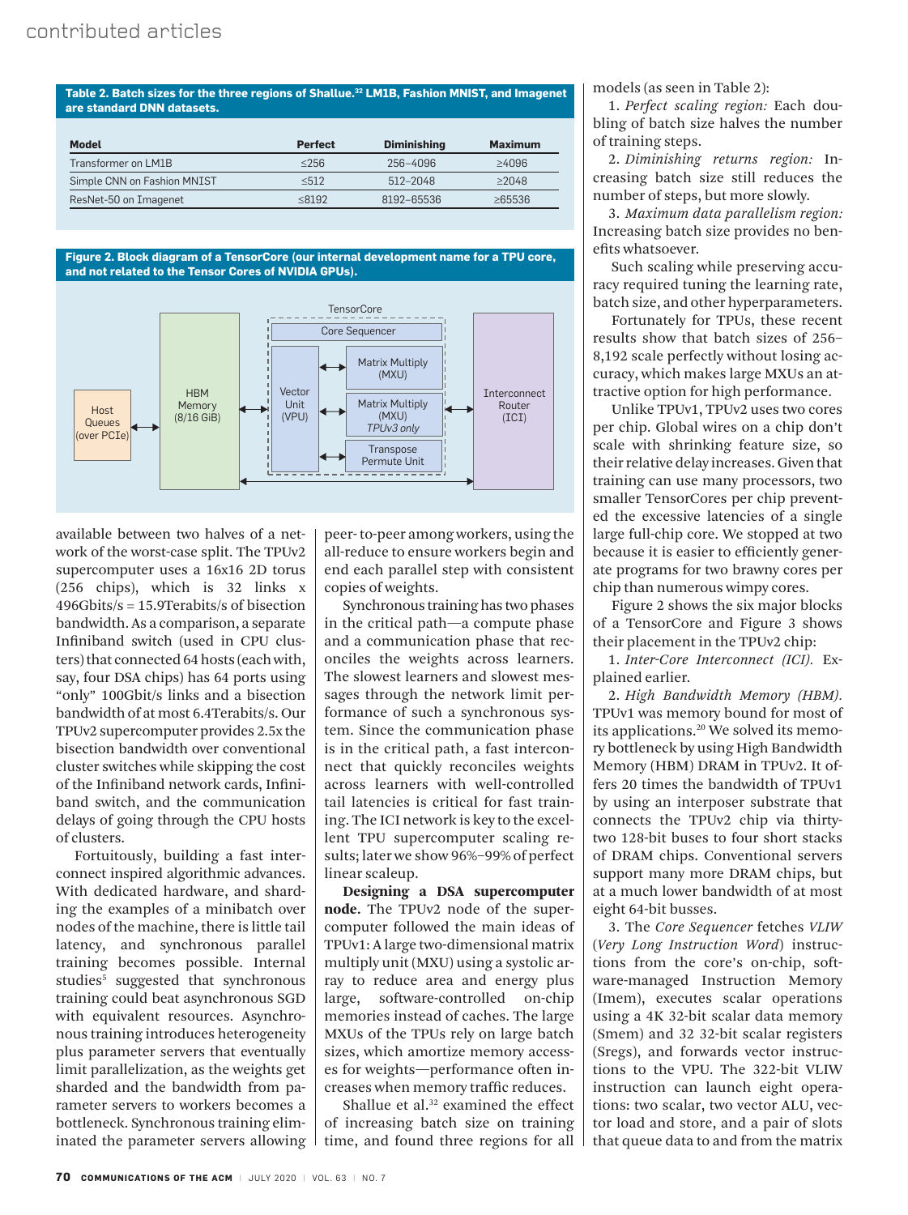**Table 2. Batch sizes for the three regions of Shallue.[32] LM1B, Fashion MNIST, and Imagenet are standard DNN datasets.**

| Model | Perfect | Diminishing | Maximum |
|---|---|---|---|
| Transformer on LM1B | ≤256 | 256–4096 | ≥4096 |
| Simple CNN on Fashion MNIST | ≤512 | 512–2048 | ≥2048 |
| ResNet-50 on Imagenet | ≤8192 | 8192–65536 | ≥65536 |

**Figure 2. Block diagram of a TensorCore (our internal development name for a TPU core, and not related to the Tensor Cores of NVIDIA GPUs).**

available between two halves of a network of the worst-case split. The TPUv2 supercomputer uses a 16x16 2D torus (256 chips), which is 32 links x 496Gbits/s = 15.9Terabits/s of bisection bandwidth. As a comparison, a separate Infiniband switch (used in CPU clusters) that connected 64 hosts (each with, say, four DSA chips) has 64 ports using "only" 100Gbit/s links and a bisection bandwidth of at most 6.4Terabits/s. Our TPUv2 supercomputer provides 2.5x the bisection bandwidth over conventional cluster switches while skipping the cost of the Infiniband network cards, Infiniband switch, and the communication delays of going through the CPU hosts of clusters.

Fortuitously, building a fast interconnect inspired algorithmic advances. With dedicated hardware, and sharding the examples of a minibatch over nodes of the machine, there is little tail latency, and synchronous parallel training becomes possible. Internal studies[5] suggested that synchronous training could beat asynchronous SGD with equivalent resources. Asynchronous training introduces heterogeneity plus parameter servers that eventually limit parallelization, as the weights get sharded and the bandwidth from parameter servers to workers becomes a bottleneck. Synchronous training eliminated the parameter servers allowing peer-to-peer among workers, using the all-reduce to ensure workers begin and end each parallel step with consistent copies of weights.

Synchronous training has two phases in the critical path—a compute phase and a communication phase that reconciles the weights across learners. The slowest learners and slowest messages through the network limit performance of such a synchronous system. Since the communication phase is in the critical path, a fast interconnect that quickly reconciles weights across learners with well-controlled tail latencies is critical for fast training. The ICI network is key to the excellent TPU supercomputer scaling results; later we show 96%–99% of perfect linear scaleup.

**Designing a DSA supercomputer node.** The TPUv2 node of the supercomputer followed the main ideas of TPUv1: A large two-dimensional matrix multiply unit (MXU) using a systolic array to reduce area and energy plus large, software-controlled on-chip memories instead of caches. The large MXUs of the TPUs rely on large batch sizes, which amortize memory accesses for weights—performance often increases when memory traffic reduces.

Shallue et al.[32] examined the effect of increasing batch size on training time, and found three regions for all models (as seen in Table 2):

1. *Perfect scaling region:* Each doubling of batch size halves the number of training steps.
2. *Diminishing returns region:* Increasing batch size still reduces the number of steps, but more slowly.
3. *Maximum data parallelism region:* Increasing batch size provides no benefits whatsoever.

Such scaling while preserving accuracy required tuning the learning rate, batch size, and other hyperparameters.

Fortunately for TPUs, these recent results show that batch sizes of 256–8,192 scale perfectly without losing accuracy, which makes large MXUs an attractive option for high performance.

Unlike TPUv1, TPUv2 uses two cores per chip. Global wires on a chip don't scale with shrinking feature size, so their relative delay increases. Given that training can use many processors, two smaller TensorCores per chip prevented the excessive latencies of a single large full-chip core. We stopped at two because it is easier to efficiently generate programs for two brawny cores per chip than numerous wimpy cores.

Figure 2 shows the six major blocks of a TensorCore and Figure 3 shows their placement in the TPUv2 chip:

1. *Inter-Core Interconnect (ICI).* Explained earlier.
2. *High Bandwidth Memory (HBM).* TPUv1 was memory bound for most of its applications.[20] We solved its memory bottleneck by using High Bandwidth Memory (HBM) DRAM in TPUv2. It offers 20 times the bandwidth of TPUv1 by using an interposer substrate that connects the TPUv2 chip via thirty-two 128-bit buses to four short stacks of DRAM chips. Conventional servers support many more DRAM chips, but at a much lower bandwidth of at most eight 64-bit busses.
3. The *Core Sequencer* fetches *VLIW* (*Very Long Instruction Word*) instructions from the core's on-chip, software-managed Instruction Memory (Imem), executes scalar operations using a 4K 32-bit scalar data memory (Smem) and 32 32-bit scalar registers (Sregs), and forwards vector instructions to the VPU. The 322-bit VLIW instruction can launch eight operations: two scalar, two vector ALU, vector load and store, and a pair of slots that queue data to and from the matrix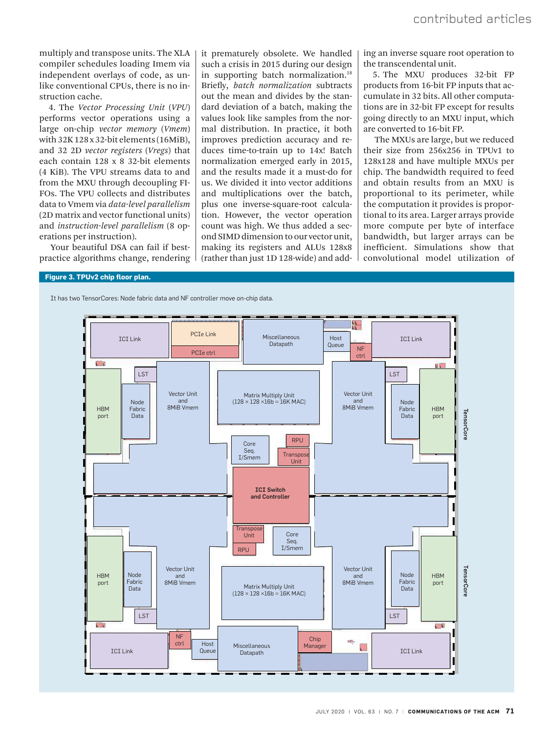multiply and transpose units. The XLA compiler schedules loading Imem via independent overlays of code, as unlike conventional CPUs, there is no instruction cache.

4. The *Vector Processing Unit* (*VPU*) performs vector operations using a large on-chip *vector memory* (*Vmem*) with 32K 128 x 32-bit elements (16MiB), and 32 2D *vector registers* (*Vregs*) that each contain 128 x 8 32-bit elements (4 KiB). The VPU streams data to and from the MXU through decoupling FIFOs. The VPU collects and distributes data to Vmem via *data-level parallelism* (2D matrix and vector functional units) and *instruction-level parallelism* (8 operations per instruction).

Your beautiful DSA can fail if best-practice algorithms change, rendering it prematurely obsolete. We handled such a crisis in 2015 during our design in supporting batch normalization.[18] Briefly, *batch normalization* subtracts out the mean and divides by the standard deviation of a batch, making the values look like samples from the normal distribution. In practice, it both improves prediction accuracy and reduces time-to-train up to 14x! Batch normalization emerged early in 2015, and the results made it a must-do for us. We divided it into vector additions and multiplications over the batch, plus one inverse-square-root calculation. However, the vector operation count was high. We thus added a second SIMD dimension to our vector unit, making its registers and ALUs 128x8 (rather than just 1D 128-wide) and adding an inverse square root operation to the transcendental unit.

5. The MXU produces 32-bit FP products from 16-bit FP inputs that accumulate in 32 bits. All other computations are in 32-bit FP except for results going directly to an MXU input, which are converted to 16-bit FP.

The MXUs are large, but we reduced their size from 256x256 in TPUv1 to 128x128 and have multiple MXUs per chip. The bandwidth required to feed and obtain results from an MXU is proportional to its perimeter, while the computation it provides is proportional to its area. Larger arrays provide more compute per byte of interface bandwidth, but larger arrays can be inefficient. Simulations show that convolutional model utilization of

**Figure 3. TPUv2 chip floor plan.**

It has two TensorCores: Node fabric data and NF controller move on-chip data.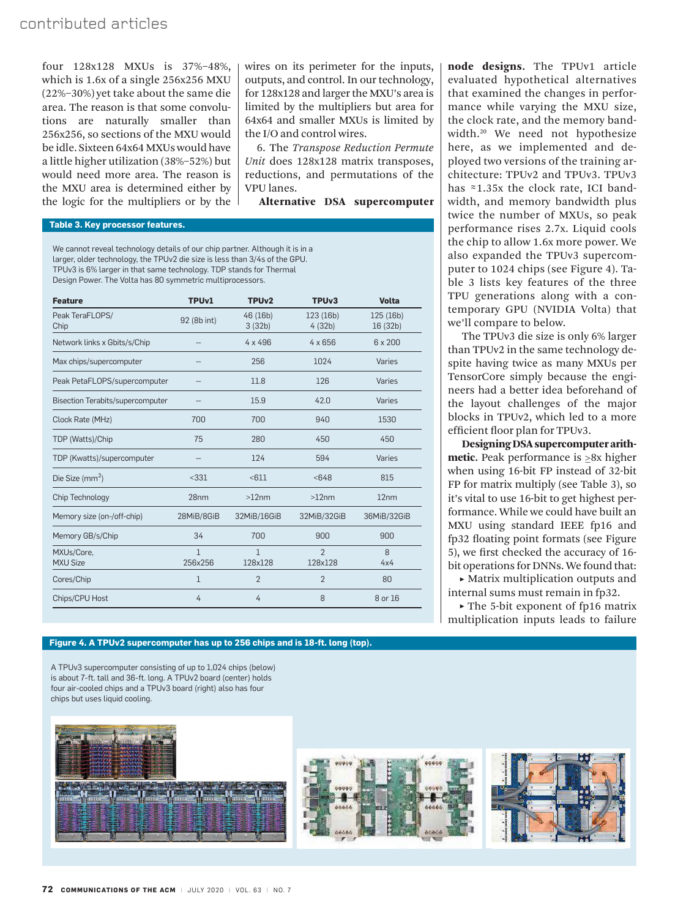four 128x128 MXUs is 37%–48%, which is 1.6x of a single 256x256 MXU (22%–30%) yet take about the same die area. The reason is that some convolutions are naturally smaller than 256x256, so sections of the MXU would be idle. Sixteen 64x64 MXUs would have a little higher utilization (38%–52%) but would need more area. The reason is the MXU area is determined either by the logic for the multipliers or by the wires on its perimeter for the inputs, outputs, and control. In our technology, for 128x128 and larger the MXU's area is limited by the multipliers but area for 64x64 and smaller MXUs is limited by the I/O and control wires.

6. The *Transpose Reduction Permute Unit* does 128x128 matrix transposes, reductions, and permutations of the VPU lanes.

**Alternative DSA supercomputer node designs.** The TPUv1 article evaluated hypothetical alternatives that examined the changes in performance while varying the MXU size, the clock rate, and the memory bandwidth.[20] We need not hypothesize here, as we implemented and deployed two versions of the training architecture: TPUv2 and TPUv3. TPUv3 has ≈1.35x the clock rate, ICI bandwidth, and memory bandwidth plus twice the number of MXUs, so peak performance rises 2.7x. Liquid cools the chip to allow 1.6x more power. We also expanded the TPUv3 supercomputer to 1024 chips (see Figure 4). Table 3 lists key features of the three TPU generations along with a contemporary GPU (NVIDIA Volta) that we'll compare to below.

The TPUv3 die size is only 6% larger than TPUv2 in the same technology despite having twice as many MXUs per TensorCore simply because the engineers had a better idea beforehand of the layout challenges of the major blocks in TPUv2, which led to a more efficient floor plan for TPUv3.

**Designing DSA supercomputer arithmetic.** Peak performance is ≥8x higher when using 16-bit FP instead of 32-bit FP for matrix multiply (see Table 3), so it's vital to use 16-bit to get highest performance. While we could have built an MXU using standard IEEE fp16 and fp32 floating point formats (see Figure 5), we first checked the accuracy of 16-bit operations for DNNs. We found that:

- Matrix multiplication outputs and internal sums must remain in fp32.
- The 5-bit exponent of fp16 matrix multiplication inputs leads to failure

**Table 3. Key processor features.**

We cannot reveal technology details of our chip partner. Although it is in a larger, older technology, the TPUv2 die size is less than 3/4s of the GPU. TPUv3 is 6% larger in that same technology. TDP stands for Thermal Design Power. The Volta has 80 symmetric multiprocessors.

| Feature | TPUv1 | TPUv2 | TPUv3 | Volta |
|---|---|---|---|---|
| Peak TeraFLOPS/Chip | 92 (8b int) | 46 (16b) 3 (32b) | 123 (16b) 4 (32b) | 125 (16b) 16 (32b) |
| Network links x Gbits/s/Chip | -- | 4 x 496 | 4 x 656 | 6 x 200 |
| Max chips/supercomputer | -- | 256 | 1024 | Varies |
| Peak PetaFLOPS/supercomputer | -- | 11.8 | 126 | Varies |
| Bisection Terabits/supercomputer | -- | 15.9 | 42.0 | Varies |
| Clock Rate (MHz) | 700 | 700 | 940 | 1530 |
| TDP (Watts)/Chip | 75 | 280 | 450 | 450 |
| TDP (Kwatts)/supercomputer | -- | 124 | 594 | Varies |
| Die Size (mm$^2$) | <331 | <611 | <648 | 815 |
| Chip Technology | 28nm | >12nm | >12nm | 12nm |
| Memory size (on-/off-chip) | 28MiB/8GiB | 32MiB/16GiB | 32MiB/32GiB | 36MiB/32GiB |
| Memory GB/s/Chip | 34 | 700 | 900 | 900 |
| MXUs/Core, MXU Size | 1 256x256 | 1 128x128 | 2 128x128 | 8 4x4 |
| Cores/Chip | 1 | 2 | 2 | 80 |
| Chips/CPU Host | 4 | 4 | 8 | 8 or 16 |

**Figure 4. A TPUv2 supercomputer has up to 256 chips and is 18-ft. long (top).**

A TPUv3 supercomputer consisting of up to 1,024 chips (below) is about 7-ft. tall and 36-ft. long. A TPUv2 board (center) holds four air-cooled chips and a TPUv3 board (right) also has four chips but uses liquid cooling.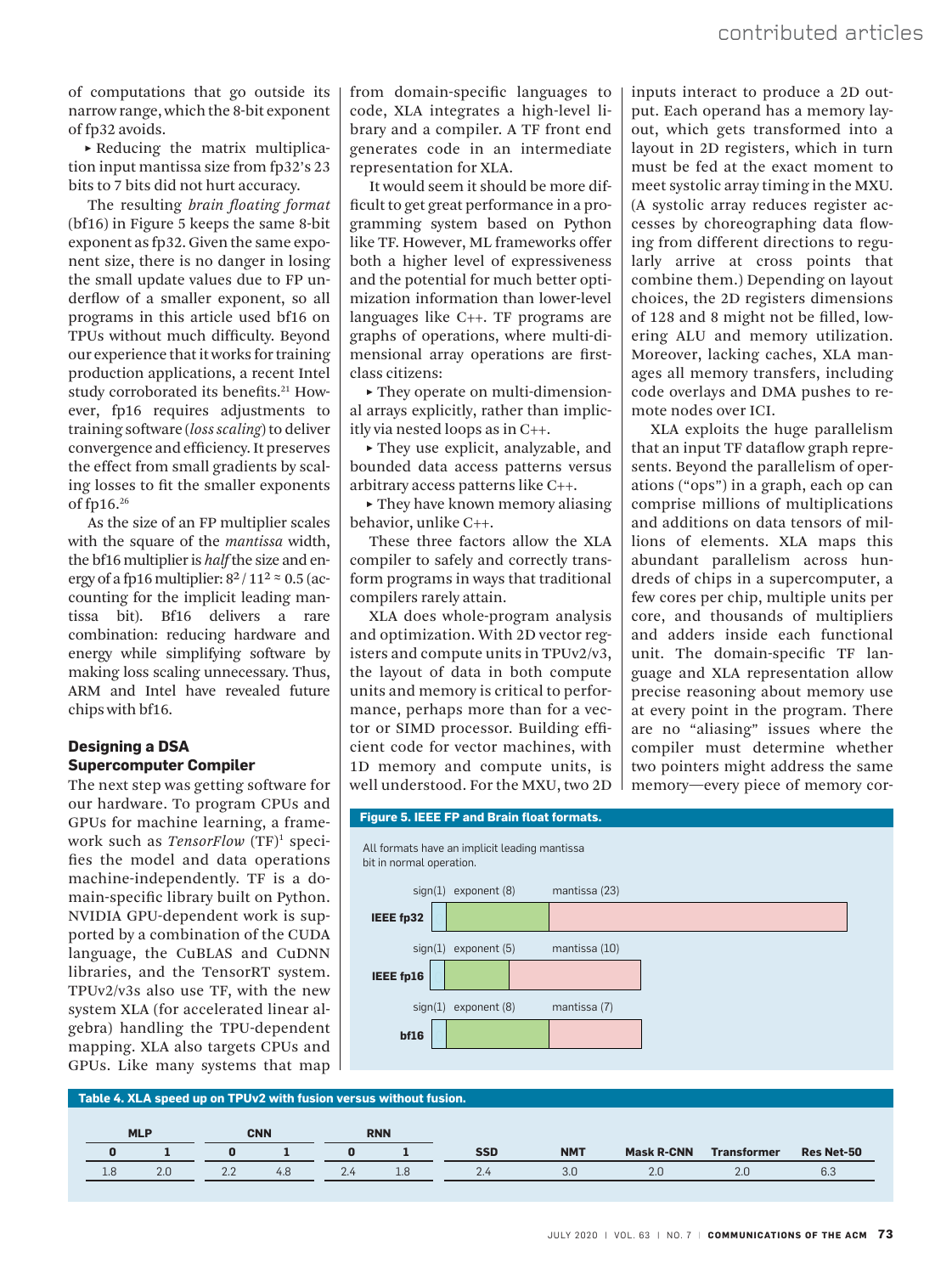of computations that go outside its narrow range, which the 8-bit exponent of fp32 avoids.

‣ Reducing the matrix multiplication input mantissa size from fp32's 23 bits to 7 bits did not hurt accuracy.

The resulting *brain floating format* (bf16) in Figure 5 keeps the same 8-bit exponent as fp32. Given the same exponent size, there is no danger in losing the small update values due to FP underflow of a smaller exponent, so all programs in this article used bf16 on TPUs without much difficulty. Beyond our experience that it works for training production applications, a recent Intel study corroborated its benefits.[21] However, fp16 requires adjustments to training software (*loss scaling*) to deliver convergence and efficiency. It preserves the effect from small gradients by scaling losses to fit the smaller exponents of fp16.[26]

As the size of an FP multiplier scales with the square of the *mantissa* width, the bf16 multiplier is *half* the size and energy of a fp16 multiplier: $8^2 / 11^2 \approx 0.5$ (accounting for the implicit leading mantissa bit). Bf16 delivers a rare combination: reducing hardware and energy while simplifying software by making loss scaling unnecessary. Thus, ARM and Intel have revealed future chips with bf16.

## Designing a DSA Supercomputer Compiler

The next step was getting software for our hardware. To program CPUs and GPUs for machine learning, a framework such as *TensorFlow* (TF)[1] specifies the model and data operations machine-independently. TF is a domain-specific library built on Python. NVIDIA GPU-dependent work is supported by a combination of the CUDA language, the CuBLAS and CuDNN libraries, and the TensorRT system. TPUv2/v3s also use TF, with the new system XLA (for accelerated linear algebra) handling the TPU-dependent mapping. XLA also targets CPUs and GPUs. Like many systems that map from domain-specific languages to code, XLA integrates a high-level library and a compiler. A TF front end generates code in an intermediate representation for XLA.

It would seem it should be more difficult to get great performance in a programming system based on Python like TF. However, ML frameworks offer both a higher level of expressiveness and the potential for much better optimization information than lower-level languages like C++. TF programs are graphs of operations, where multi-dimensional array operations are first-class citizens:

‣ They operate on multi-dimensional arrays explicitly, rather than implicitly via nested loops as in C++.

‣ They use explicit, analyzable, and bounded data access patterns versus arbitrary access patterns like C++.

‣ They have known memory aliasing behavior, unlike C++.

These three factors allow the XLA compiler to safely and correctly transform programs in ways that traditional compilers rarely attain.

XLA does whole-program analysis and optimization. With 2D vector registers and compute units in TPUv2/v3, the layout of data in both compute units and memory is critical to performance, perhaps more than for a vector or SIMD processor. Building efficient code for vector machines, with 1D memory and compute units, is well understood. For the MXU, two 2D inputs interact to produce a 2D output. Each operand has a memory layout, which gets transformed into a layout in 2D registers, which in turn must be fed at the exact moment to meet systolic array timing in the MXU. (A systolic array reduces register accesses by choreographing data flowing from different directions to regularly arrive at cross points that combine them.) Depending on layout choices, the 2D registers dimensions of 128 and 8 might not be filled, lowering ALU and memory utilization. Moreover, lacking caches, XLA manages all memory transfers, including code overlays and DMA pushes to remote nodes over ICI.

XLA exploits the huge parallelism that an input TF dataflow graph represents. Beyond the parallelism of operations ("ops") in a graph, each op can comprise millions of multiplications and additions on data tensors of millions of elements. XLA maps this abundant parallelism across hundreds of chips in a supercomputer, a few cores per chip, multiple units per core, and thousands of multipliers and adders inside each functional unit. The domain-specific TF language and XLA representation allow precise reasoning about memory use at every point in the program. There are no "aliasing" issues where the compiler must determine whether two pointers might address the same memory—every piece of memory cor-

**Figure 5. IEEE FP and Brain float formats.**

All formats have an implicit leading mantissa bit in normal operation.

| Format | sign | exponent | mantissa |
|---|---|---|---|
| IEEE fp32 | 1 | 8 | 23 |
| IEEE fp16 | 1 | 5 | 10 |
| bf16 | 1 | 8 | 7 |

**Table 4. XLA speed up on TPUv2 with fusion versus without fusion.**

| MLP | | CNN | | RNN | | SSD | NMT | Mask R-CNN | Transformer | Res Net-50 |
|---|---|---|---|---|---|---|---|---|---|---|
| 0 | 1 | 0 | 1 | 0 | 1 | | | | | |
| 1.8 | 2.0 | 2.2 | 4.8 | 2.4 | 1.8 | 2.4 | 3.0 | 2.0 | 2.0 | 6.3 |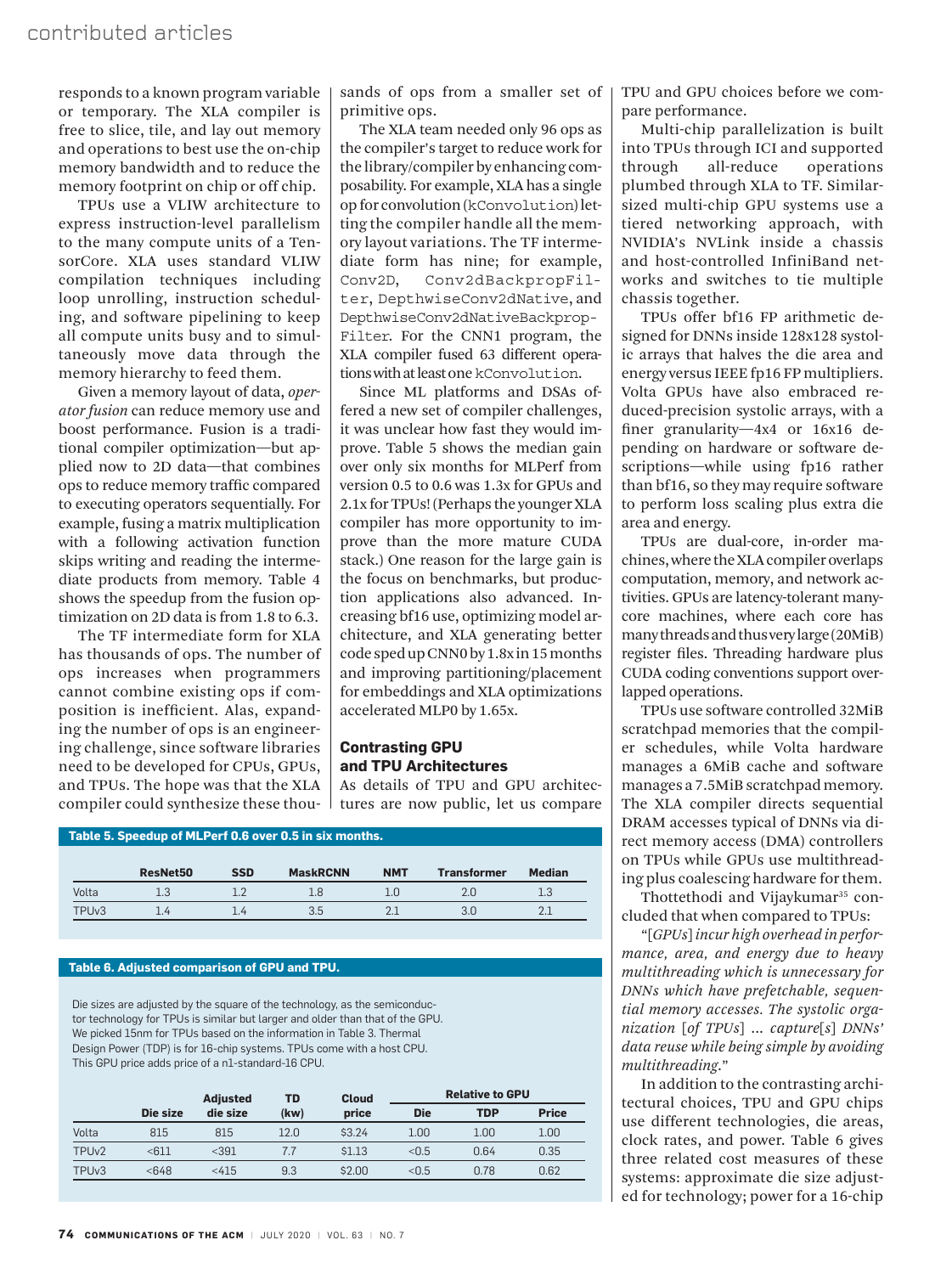responds to a known program variable or temporary. The XLA compiler is free to slice, tile, and lay out memory and operations to best use the on-chip memory bandwidth and to reduce the memory footprint on chip or off chip.

TPUs use a VLIW architecture to express instruction-level parallelism to the many compute units of a TensorCore. XLA uses standard VLIW compilation techniques including loop unrolling, instruction scheduling, and software pipelining to keep all compute units busy and to simultaneously move data through the memory hierarchy to feed them.

Given a memory layout of data, *operator fusion* can reduce memory use and boost performance. Fusion is a traditional compiler optimization—but applied now to 2D data—that combines ops to reduce memory traffic compared to executing operators sequentially. For example, fusing a matrix multiplication with a following activation function skips writing and reading the intermediate products from memory. Table 4 shows the speedup from the fusion optimization on 2D data is from 1.8 to 6.3.

The TF intermediate form for XLA has thousands of ops. The number of ops increases when programmers cannot combine existing ops if composition is inefficient. Alas, expanding the number of ops is an engineering challenge, since software libraries need to be developed for CPUs, GPUs, and TPUs. The hope was that the XLA compiler could synthesize these thousands of ops from a smaller set of primitive ops.

The XLA team needed only 96 ops as the compiler's target to reduce work for the library/compiler by enhancing composability. For example, XLA has a single op for convolution (`kConvolution`) letting the compiler handle all the memory layout variations. The TF intermediate form has nine; for example, `Conv2D`, `Conv2dBackpropFilter`, `DepthwiseConv2dNative`, and `DepthwiseConv2dNativeBackpropFilter`. For the CNN1 program, the XLA compiler fused 63 different operations with at least one `kConvolution`.

Since ML platforms and DSAs offered a new set of compiler challenges, it was unclear how fast they would improve. Table 5 shows the median gain over only six months for MLPerf from version 0.5 to 0.6 was 1.3x for GPUs and 2.1x for TPUs! (Perhaps the younger XLA compiler has more opportunity to improve than the more mature CUDA stack.) One reason for the large gain is the focus on benchmarks, but production applications also advanced. Increasing bf16 use, optimizing model architecture, and XLA generating better code sped up CNN0 by 1.8x in 15 months and improving partitioning/placement for embeddings and XLA optimizations accelerated MLP0 by 1.65x.

### Contrasting GPU and TPU Architectures

As details of TPU and GPU architectures are now public, let us compare TPU and GPU choices before we compare performance.

Multi-chip parallelization is built into TPUs through ICI and supported through all-reduce operations plumbed through XLA to TF. Similar-sized multi-chip GPU systems use a tiered networking approach, with NVIDIA's NVLink inside a chassis and host-controlled InfiniBand networks and switches to tie multiple chassis together.

TPUs offer bf16 FP arithmetic designed for DNNs inside 128x128 systolic arrays that halves the die area and energy versus IEEE fp16 FP multipliers. Volta GPUs have also embraced reduced-precision systolic arrays, with a finer granularity—4x4 or 16x16 depending on hardware or software descriptions—while using fp16 rather than bf16, so they may require software to perform loss scaling plus extra die area and energy.

TPUs are dual-core, in-order machines, where the XLA compiler overlaps computation, memory, and network activities. GPUs are latency-tolerant many-core machines, where each core has many threads and thus very large (20MiB) register files. Threading hardware plus CUDA coding conventions support overlapped operations.

TPUs use software controlled 32MiB scratchpad memories that the compiler schedules, while Volta hardware manages a 6MiB cache and software manages a 7.5MiB scratchpad memory. The XLA compiler directs sequential DRAM accesses typical of DNNs via direct memory access (DMA) controllers on TPUs while GPUs use multithreading plus coalescing hardware for them.

Thottethodi and Vijaykumar[35] concluded that when compared to TPUs:

"[*GPUs*] *incur high overhead in performance, area, and energy due to heavy multithreading which is unnecessary for DNNs which have prefetchable, sequential memory accesses. The systolic organization* [*of TPUs*] ... *capture*[*s*] *DNNs' data reuse while being simple by avoiding multithreading.*"

In addition to the contrasting architectural choices, TPU and GPU chips use different technologies, die areas, clock rates, and power. Table 6 gives three related cost measures of these systems: approximate die size adjusted for technology; power for a 16-chip

**Table 5. Speedup of MLPerf 0.6 over 0.5 in six months.**

| | ResNet50 | SSD | MaskRCNN | NMT | Transformer | Median |
|---|---|---|---|---|---|---|
| Volta | 1.3 | 1.2 | 1.8 | 1.0 | 2.0 | 1.3 |
| TPUv3 | 1.4 | 1.4 | 3.5 | 2.1 | 3.0 | 2.1 |

**Table 6. Adjusted comparison of GPU and TPU.**

Die sizes are adjusted by the square of the technology, as the semiconductor technology for TPUs is similar but larger and older than that of the GPU. We picked 15nm for TPUs based on the information in Table 3. Thermal Design Power (TDP) is for 16-chip systems. TPUs come with a host CPU. This GPU price adds price of a n1-standard-16 CPU.

| | Die size | Adjusted die size | TD (kw) | Cloud price | Relative to GPU | | |
|---|---|---|---|---|---|---|---|
| | | | | | Die | TDP | Price |
| Volta | 815 | 815 | 12.0 | $3.24 | 1.00 | 1.00 | 1.00 |
| TPUv2 | <611 | <391 | 7.7 | $1.13 | <0.5 | 0.64 | 0.35 |
| TPUv3 | <648 | <415 | 9.3 | $2.00 | <0.5 | 0.78 | 0.62 |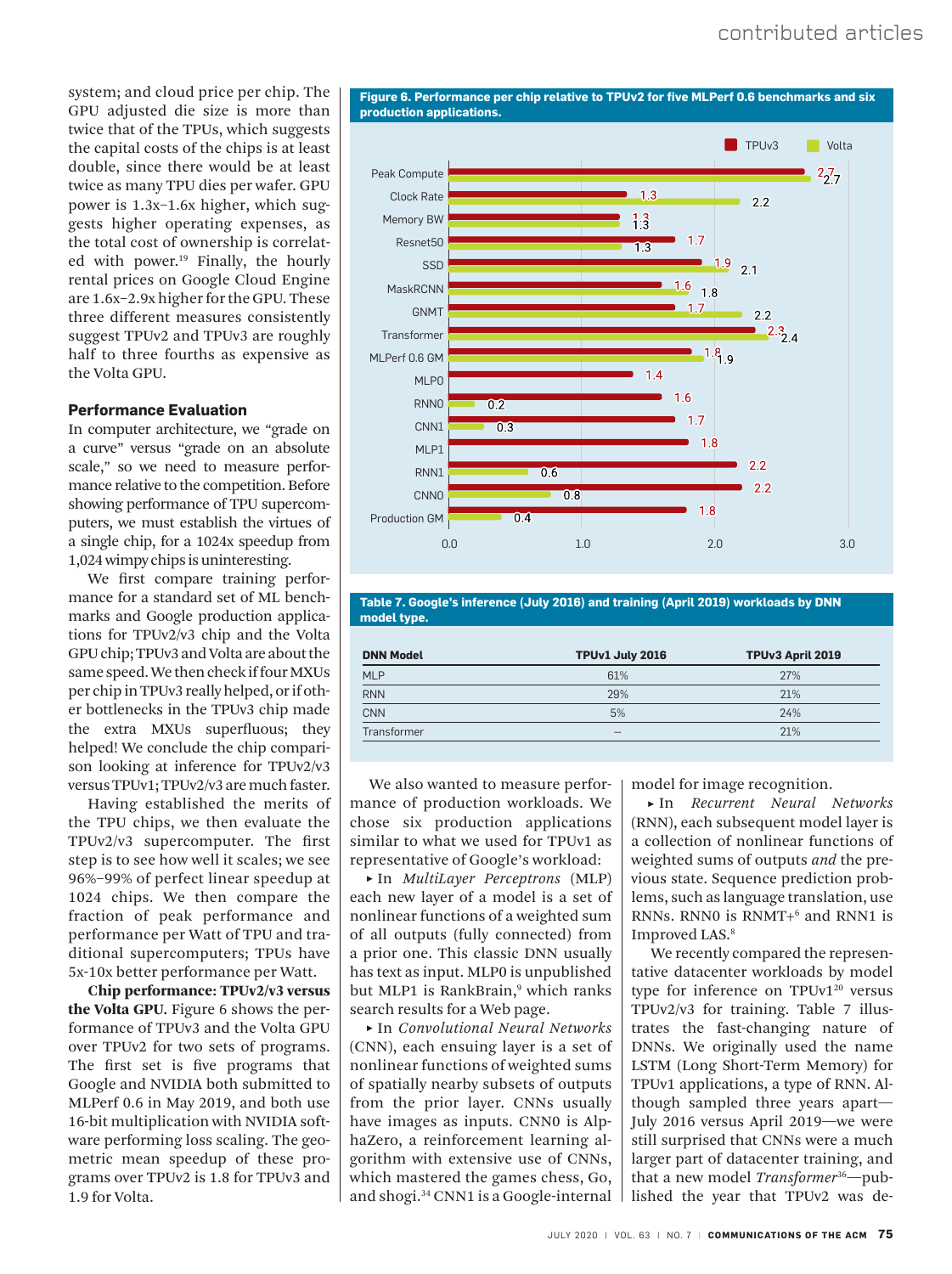system; and cloud price per chip. The GPU adjusted die size is more than twice that of the TPUs, which suggests the capital costs of the chips is at least double, since there would be at least twice as many TPU dies per wafer. GPU power is 1.3x–1.6x higher, which suggests higher operating expenses, as the total cost of ownership is correlated with power.[19] Finally, the hourly rental prices on Google Cloud Engine are 1.6x–2.9x higher for the GPU. These three different measures consistently suggest TPUv2 and TPUv3 are roughly half to three fourths as expensive as the Volta GPU.

### Performance Evaluation

In computer architecture, we "grade on a curve" versus "grade on an absolute scale," so we need to measure performance relative to the competition. Before showing performance of TPU supercomputers, we must establish the virtues of a single chip, for a 1024x speedup from 1,024 wimpy chips is uninteresting.

We first compare training performance for a standard set of ML benchmarks and Google production applications for TPUv2/v3 chip and the Volta GPU chip; TPUv3 and Volta are about the same speed. We then check if four MXUs per chip in TPUv3 really helped, or if other bottlenecks in the TPUv3 chip made the extra MXUs superfluous; they helped! We conclude the chip comparison looking at inference for TPUv2/v3 versus TPUv1; TPUv2/v3 are much faster.

Having established the merits of the TPU chips, we then evaluate the TPUv2/v3 supercomputer. The first step is to see how well it scales; we see 96%–99% of perfect linear speedup at 1024 chips. We then compare the fraction of peak performance and performance per Watt of TPU and traditional supercomputers; TPUs have 5x-10x better performance per Watt.

**Chip performance: TPUv2/v3 versus the Volta GPU.** Figure 6 shows the performance of TPUv3 and the Volta GPU over TPUv2 for two sets of programs. The first set is five programs that Google and NVIDIA both submitted to MLPerf 0.6 in May 2019, and both use 16-bit multiplication with NVIDIA software performing loss scaling. The geometric mean speedup of these programs over TPUv2 is 1.8 for TPUv3 and 1.9 for Volta.

**Figure 6. Performance per chip relative to TPUv2 for five MLPerf 0.6 benchmarks and six production applications.**

| | TPUv3 | Volta |
|---|---|---|
| Peak Compute | 2.7 | 2.7 |
| Clock Rate | 1.3 | 2.2 |
| Memory BW | 1.3 | 1.3 |
| Resnet50 | 1.7 | 1.3 |
| SSD | 1.9 | 2.1 |
| MaskRCNN | 1.6 | 1.8 |
| GNMT | 1.7 | 2.2 |
| Transformer | 2.3 | 2.4 |
| MLPerf 0.6 GM | 1.8 | 1.9 |
| MLP0 | 1.4 | |
| RNN0 | 1.6 | 0.2 |
| CNN1 | 1.7 | 0.3 |
| MLP1 | 1.8 | |
| RNN1 | 2.2 | 0.6 |
| CNN0 | 2.2 | 0.8 |
| Production GM | 1.8 | 0.4 |

**Table 7. Google's inference (July 2016) and training (April 2019) workloads by DNN model type.**

| DNN Model | TPUv1 July 2016 | TPUv3 April 2019 |
|---|---|---|
| MLP | 61% | 27% |
| RNN | 29% | 21% |
| CNN | 5% | 24% |
| Transformer | -- | 21% |

We also wanted to measure performance of production workloads. We chose six production applications similar to what we used for TPUv1 as representative of Google's workload:

- In *MultiLayer Perceptrons* (MLP) each new layer of a model is a set of nonlinear functions of a weighted sum of all outputs (fully connected) from a prior one. This classic DNN usually has text as input. MLP0 is unpublished but MLP1 is RankBrain,[9] which ranks search results for a Web page.
- In *Convolutional Neural Networks* (CNN), each ensuing layer is a set of nonlinear functions of weighted sums of spatially nearby subsets of outputs from the prior layer. CNNs usually have images as inputs. CNN0 is AlphaZero, a reinforcement learning algorithm with extensive use of CNNs, which mastered the games chess, Go, and shogi.[34] CNN1 is a Google-internal model for image recognition.
- In *Recurrent Neural Networks* (RNN), each subsequent model layer is a collection of nonlinear functions of weighted sums of outputs *and* the previous state. Sequence prediction problems, such as language translation, use RNNs. RNN0 is RNMT+[6] and RNN1 is Improved LAS.[8]

We recently compared the representative datacenter workloads by model type for inference on TPUv1[20] versus TPUv2/v3 for training. Table 7 illustrates the fast-changing nature of DNNs. We originally used the name LSTM (Long Short-Term Memory) for TPUv1 applications, a type of RNN. Although sampled three years apart—July 2016 versus April 2019—we were still surprised that CNNs were a much larger part of datacenter training, and that a new model *Transformer*[36]—published the year that TPUv2 was de-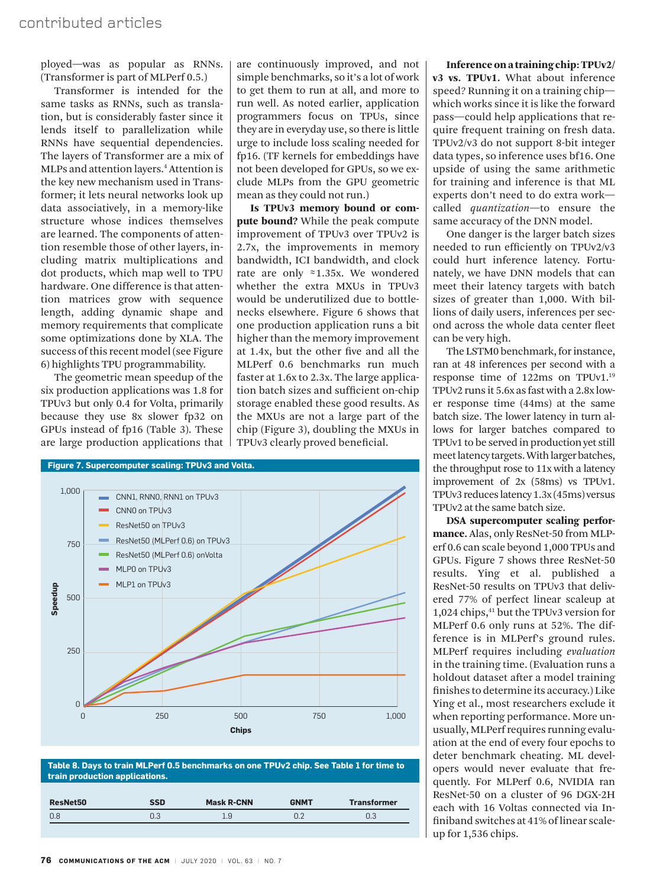ployed—was as popular as RNNs. (Transformer is part of MLPerf 0.5.)

Transformer is intended for the same tasks as RNNs, such as translation, but is considerably faster since it lends itself to parallelization while RNNs have sequential dependencies. The layers of Transformer are a mix of MLPs and attention layers.[4] Attention is the key new mechanism used in Transformer; it lets neural networks look up data associatively, in a memory-like structure whose indices themselves are learned. The components of attention resemble those of other layers, including matrix multiplications and dot products, which map well to TPU hardware. One difference is that attention matrices grow with sequence length, adding dynamic shape and memory requirements that complicate some optimizations done by XLA. The success of this recent model (see Figure 6) highlights TPU programmability.

The geometric mean speedup of the six production applications was 1.8 for TPUv3 but only 0.4 for Volta, primarily because they use 8x slower fp32 on GPUs instead of fp16 (Table 3). These are large production applications that are continuously improved, and not simple benchmarks, so it's a lot of work to get them to run at all, and more to run well. As noted earlier, application programmers focus on TPUs, since they are in everyday use, so there is little urge to include loss scaling needed for fp16. (TF kernels for embeddings have not been developed for GPUs, so we exclude MLPs from the GPU geometric mean as they could not run.)

**Is TPUv3 memory bound or compute bound?** While the peak compute improvement of TPUv3 over TPUv2 is 2.7x, the improvements in memory bandwidth, ICI bandwidth, and clock rate are only ≈1.35x. We wondered whether the extra MXUs in TPUv3 would be underutilized due to bottlenecks elsewhere. Figure 6 shows that one production application runs a bit higher than the memory improvement at 1.4x, but the other five and all the MLPerf 0.6 benchmarks run much faster at 1.6x to 2.3x. The large application batch sizes and sufficient on-chip storage enabled these good results. As the MXUs are not a large part of the chip (Figure 3), doubling the MXUs in TPUv3 clearly proved beneficial.

**Figure 7. Supercomputer scaling: TPUv3 and Volta.**

**Table 8. Days to train MLPerf 0.5 benchmarks on one TPUv2 chip. See Table 1 for time to train production applications.**

| ResNet50 | SSD | Mask R-CNN | GNMT | Transformer |
|---|---|---|---|---|
| 0.8 | 0.3 | 1.9 | 0.2 | 0.3 |

**Inference on a training chip: TPUv2/v3 vs. TPUv1.** What about inference speed? Running it on a training chip—which works since it is like the forward pass—could help applications that require frequent training on fresh data. TPUv2/v3 do not support 8-bit integer data types, so inference uses bf16. One upside of using the same arithmetic for training and inference is that ML experts don't need to do extra work—called *quantization*—to ensure the same accuracy of the DNN model.

One danger is the larger batch sizes needed to run efficiently on TPUv2/v3 could hurt inference latency. Fortunately, we have DNN models that can meet their latency targets with batch sizes of greater than 1,000. With billions of daily users, inferences per second across the whole data center fleet can be very high.

The LSTM0 benchmark, for instance, ran at 48 inferences per second with a response time of 122ms on TPUv1.[19] TPUv2 runs it 5.6x as fast with a 2.8x lower response time (44ms) at the same batch size. The lower latency in turn allows for larger batches compared to TPUv1 to be served in production yet still meet latency targets. With larger batches, the throughput rose to 11x with a latency improvement of 2x (58ms) vs TPUv1. TPUv3 reduces latency 1.3x (45ms) versus TPUv2 at the same batch size.

**DSA supercomputer scaling performance.** Alas, only ResNet-50 from MLPerf 0.6 can scale beyond 1,000 TPUs and GPUs. Figure 7 shows three ResNet-50 results. Ying et al. published a ResNet-50 results on TPUv3 that delivered 77% of perfect linear scaleup at 1,024 chips,[41] but the TPUv3 version for MLPerf 0.6 only runs at 52%. The difference is in MLPerf's ground rules. MLPerf requires including *evaluation* in the training time. (Evaluation runs a holdout dataset after a model training finishes to determine its accuracy.) Like Ying et al., most researchers exclude it when reporting performance. More unusually, MLPerf requires running evaluation at the end of every four epochs to deter benchmark cheating. ML developers would never evaluate that frequently. For MLPerf 0.6, NVIDIA ran ResNet-50 on a cluster of 96 DGX-2H each with 16 Voltas connected via Infiniband switches at 41% of linear scaleup for 1,536 chips.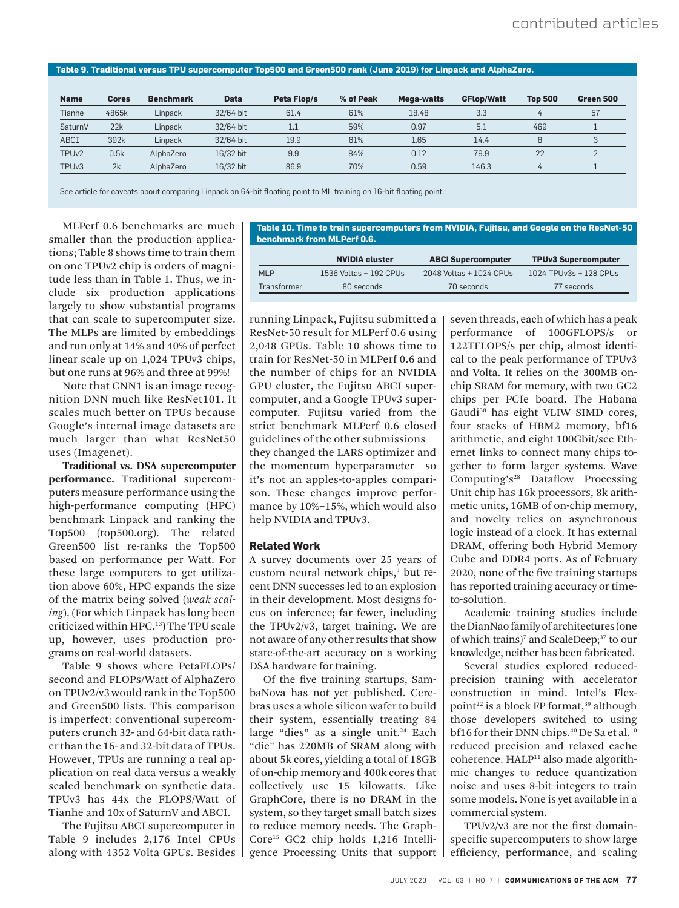**Table 9. Traditional versus TPU supercomputer Top500 and Green500 rank (June 2019) for Linpack and AlphaZero.**

| Name | Cores | Benchmark | Data | Peta Flop/s | % of Peak | Mega-watts | GFlop/Watt | Top 500 | Green 500 |
|---|---|---|---|---|---|---|---|---|---|
| Tianhe | 4865k | Linpack | 32/64 bit | 61.4 | 61% | 18.48 | 3.3 | 4 | 57 |
| SaturnV | 22k | Linpack | 32/64 bit | 1.1 | 59% | 0.97 | 5.1 | 469 | 1 |
| ABCI | 392k | Linpack | 32/64 bit | 19.9 | 61% | 1.65 | 14.4 | 8 | 3 |
| TPUv2 | 0.5k | AlphaZero | 16/32 bit | 9.9 | 84% | 0.12 | 79.9 | 22 | 2 |
| TPUv3 | 2k | AlphaZero | 16/32 bit | 86.9 | 70% | 0.59 | 146.3 | 4 | 1 |

See article for caveats about comparing Linpack on 64-bit floating point to ML training on 16-bit floating point.

MLPerf 0.6 benchmarks are much smaller than the production applications; Table 8 shows time to train them on one TPUv2 chip is orders of magnitude less than in Table 1. Thus, we include six production applications largely to show substantial programs that can scale to supercomputer size. The MLPs are limited by embeddings and run only at 14% and 40% of perfect linear scale up on 1,024 TPUv3 chips, but one runs at 96% and three at 99%!

Note that CNN1 is an image recognition DNN much like ResNet101. It scales much better on TPUs because Google's internal image datasets are much larger than what ResNet50 uses (Imagenet).

**Traditional vs. DSA supercomputer performance.** Traditional supercomputers measure performance using the high-performance computing (HPC) benchmark Linpack and ranking the Top500 (top500.org). The related Green500 list re-ranks the Top500 based on performance per Watt. For these large computers to get utilization above 60%, HPC expands the size of the matrix being solved (*weak scaling*). (For which Linpack has long been criticized within HPC.[13]) The TPU scale up, however, uses production programs on real-world datasets.

Table 9 shows where PetaFLOPs/second and FLOPs/Watt of AlphaZero on TPUv2/v3 would rank in the Top500 and Green500 lists. This comparison is imperfect: conventional supercomputers crunch 32- and 64-bit data rather than the 16- and 32-bit data of TPUs. However, TPUs are running a real application on real data versus a weakly scaled benchmark on synthetic data. TPUv3 has 44x the FLOPS/Watt of Tianhe and 10x of SaturnV and ABCI.

The Fujitsu ABCI supercomputer in Table 9 includes 2,176 Intel CPUs along with 4352 Volta GPUs. Besides running Linpack, Fujitsu submitted a ResNet-50 result for MLPerf 0.6 using 2,048 GPUs. Table 10 shows time to train for ResNet-50 in MLPerf 0.6 and the number of chips for an NVIDIA GPU cluster, the Fujitsu ABCI supercomputer, and a Google TPUv3 supercomputer. Fujitsu varied from the strict benchmark MLPerf 0.6 closed guidelines of the other submissions—they changed the LARS optimizer and the momentum hyperparameter—so it's not an apples-to-apples comparison. These changes improve performance by 10%–15%, which would also help NVIDIA and TPUv3.

**Table 10. Time to train supercomputers from NVIDIA, Fujitsu, and Google on the ResNet-50 benchmark from MLPerf 0.6.**

| | NVIDIA cluster | ABCI Supercomputer | TPUv3 Supercomputer |
|---|---|---|---|
| MLP | 1536 Voltas + 192 CPUs | 2048 Voltas + 1024 CPUs | 1024 TPUv3s + 128 CPUs |
| Transformer | 80 seconds | 70 seconds | 77 seconds |

## Related Work

A survey documents over 25 years of custom neural network chips,[3] but recent DNN successes led to an explosion in their development. Most designs focus on inference; far fewer, including the TPUv2/v3, target training. We are not aware of any other results that show state-of-the-art accuracy on a working DSA hardware for training.

Of the five training startups, SambaNova has not yet published. Cerebras uses a whole silicon wafer to build their system, essentially treating 84 large "dies" as a single unit.[24] Each "die" has 220MB of SRAM along with about 5k cores, yielding a total of 18GB of on-chip memory and 400k cores that collectively use 15 kilowatts. Like GraphCore, there is no DRAM in the system, so they target small batch sizes to reduce memory needs. The GraphCore[15] GC2 chip holds 1,216 Intelligence Processing Units that support seven threads, each of which has a peak performance of 100GFLOPS/s or 122TFLOPS/s per chip, almost identical to the peak performance of TPUv3 and Volta. It relies on the 300MB on-chip SRAM for memory, with two GC2 chips per PCIe board. The Habana Gaudi[38] has eight VLIW SIMD cores, four stacks of HBM2 memory, bf16 arithmetic, and eight 100Gbit/sec Ethernet links to connect many chips together to form larger systems. Wave Computing's[28] Dataflow Processing Unit chip has 16k processors, 8k arithmetic units, 16MB of on-chip memory, and novelty relies on asynchronous logic instead of a clock. It has external DRAM, offering both Hybrid Memory Cube and DDR4 ports. As of February 2020, none of the five training startups has reported training accuracy or time-to-solution.

Academic training studies include the DianNao family of architectures (one of which trains)[7] and ScaleDeep;[37] to our knowledge, neither has been fabricated.

Several studies explored reduced-precision training with accelerator construction in mind. Intel's Flexpoint[22] is a block FP format,[39] although those developers switched to using bf16 for their DNN chips.[40] De Sa et al.[10] reduced precision and relaxed cache coherence. HALP[11] also made algorithmic changes to reduce quantization noise and uses 8-bit integers to train some models. None is yet available in a commercial system.

TPUv2/v3 are not the first domain-specific supercomputers to show large efficiency, performance, and scaling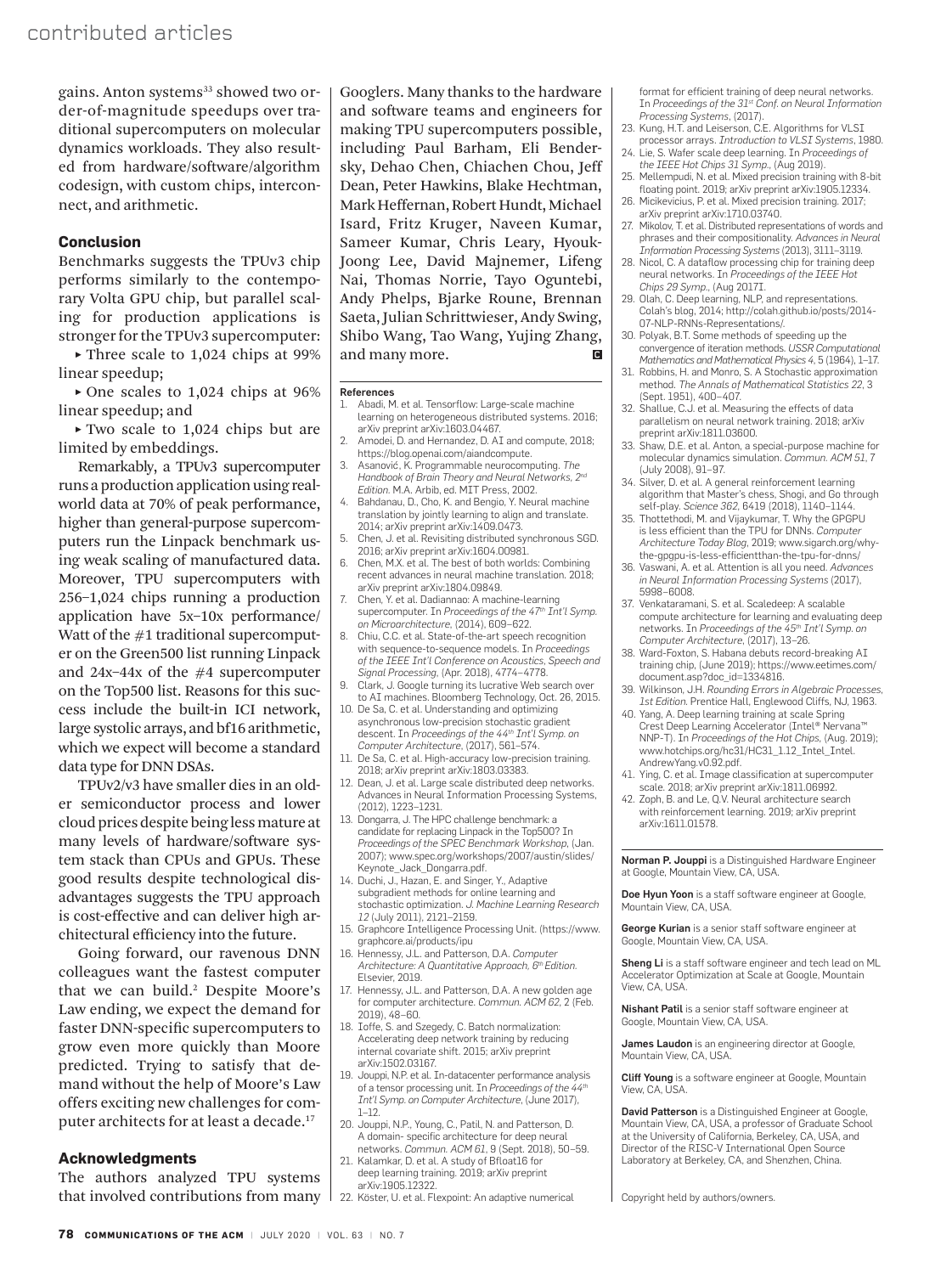gains. Anton systems[33] showed two order-of-magnitude speedups over traditional supercomputers on molecular dynamics workloads. They also resulted from hardware/software/algorithm codesign, with custom chips, interconnect, and arithmetic.

## Conclusion

Benchmarks suggests the TPUv3 chip performs similarly to the contemporary Volta GPU chip, but parallel scaling for production applications is stronger for the TPUv3 supercomputer:

- Three scale to 1,024 chips at 99% linear speedup;
- One scales to 1,024 chips at 96% linear speedup; and
- Two scale to 1,024 chips but are limited by embeddings.

Remarkably, a TPUv3 supercomputer runs a production application using real-world data at 70% of peak performance, higher than general-purpose supercomputers run the Linpack benchmark using weak scaling of manufactured data. Moreover, TPU supercomputers with 256–1,024 chips running a production application have 5x–10x performance/Watt of the #1 traditional supercomputer on the Green500 list running Linpack and 24x–44x of the #4 supercomputer on the Top500 list. Reasons for this success include the built-in ICI network, large systolic arrays, and bf16 arithmetic, which we expect will become a standard data type for DNN DSAs.

TPUv2/v3 have smaller dies in an older semiconductor process and lower cloud prices despite being less mature at many levels of hardware/software system stack than CPUs and GPUs. These good results despite technological disadvantages suggests the TPU approach is cost-effective and can deliver high architectural efficiency into the future.

Going forward, our ravenous DNN colleagues want the fastest computer that we can build.[2] Despite Moore's Law ending, we expect the demand for faster DNN-specific supercomputers to grow even more quickly than Moore predicted. Trying to satisfy that demand without the help of Moore's Law offers exciting new challenges for computer architects for at least a decade.[17]

## Acknowledgments

The authors analyzed TPU systems that involved contributions from many Googlers. Many thanks to the hardware and software teams and engineers for making TPU supercomputers possible, including Paul Barham, Eli Bendersky, Dehao Chen, Chiachen Chou, Jeff Dean, Peter Hawkins, Blake Hechtman, Mark Heffernan, Robert Hundt, Michael Isard, Fritz Kruger, Naveen Kumar, Sameer Kumar, Chris Leary, Hyouk-Joong Lee, David Majnemer, Lifeng Nai, Thomas Norrie, Tayo Oguntebi, Andy Phelps, Bjarke Roune, Brennan Saeta, Julian Schrittwieser, Andy Swing, Shibo Wang, Tao Wang, Yujing Zhang, and many more.

### References

1. Abadi, M. et al. Tensorflow: Large-scale machine learning on heterogeneous distributed systems. 2016; arXiv preprint arXiv:1603.04467.
2. Amodei, D. and Hernandez, D. AI and compute, 2018; https://blog.openai.com/aiandcompute.
3. Asanović, K. Programmable neurocomputing. *The Handbook of Brain Theory and Neural Networks, 2nd Edition*. M.A. Arbib, ed. MIT Press, 2002.
4. Bahdanau, D., Cho, K. and Bengio, Y. Neural machine translation by jointly learning to align and translate. 2014; arXiv preprint arXiv:1409.0473.
5. Chen, J. et al. Revisiting distributed synchronous SGD. 2016; arXiv preprint arXiv:1604.00981.
6. Chen, M.X. et al. The best of both worlds: Combining recent advances in neural machine translation. 2018; arXiv preprint arXiv:1804.09849.
7. Chen, Y. et al. Dadiannao: A machine-learning supercomputer. In *Proceedings of the 47th Int'l Symp. on Microarchitecture*, (2014), 609–622.
8. Chiu, C.C. et al. State-of-the-art speech recognition with sequence-to-sequence models. In *Proceedings of the IEEE Int'l Conference on Acoustics, Speech and Signal Processing*, (Apr. 2018), 4774–4778.
9. Clark, J. Google turning its lucrative Web search over to AI machines. Bloomberg Technology, Oct. 26, 2015.
10. De Sa, C. et al. Understanding and optimizing asynchronous low-precision stochastic gradient descent. In *Proceedings of the 44th Int'l Symp. on Computer Architecture*, (2017), 561–574.
11. De Sa, C. et al. High-accuracy low-precision training. 2018; arXiv preprint arXiv:1803.03383.
12. Dean, J. et al. Large scale distributed deep networks. Advances in Neural Information Processing Systems, (2012), 1223–1231.
13. Dongarra, J. The HPC challenge benchmark: a candidate for replacing Linpack in the Top500? In *Proceedings of the SPEC Benchmark Workshop*, (Jan. 2007); www.spec.org/workshops/2007/austin/slides/Keynote_Jack_Dongarra.pdf.
14. Duchi, J., Hazan, E. and Singer, Y., Adaptive subgradient methods for online learning and stochastic optimization. *J. Machine Learning Research 12* (July 2011), 2121–2159.
15. Graphcore Intelligence Processing Unit. (https://www.graphcore.ai/products/ipu
16. Hennessy, J.L. and Patterson, D.A. *Computer Architecture: A Quantitative Approach, 6th Edition*. Elsevier, 2019.
17. Hennessy, J.L. and Patterson, D.A. A new golden age for computer architecture. *Commun. ACM 62*, 2 (Feb. 2019), 48–60.
18. Ioffe, S. and Szegedy, C. Batch normalization: Accelerating deep network training by reducing internal covariate shift. 2015; arXiv preprint arXiv:1502.03167.
19. Jouppi, N.P. et al. In-datacenter performance analysis of a tensor processing unit. In *Proceedings of the 44th Int'l Symp. on Computer Architecture*, (June 2017), 1–12.
20. Jouppi, N.P., Young, C., Patil, N. and Patterson, D. A domain- specific architecture for deep neural networks. *Commun. ACM 61*, 9 (Sept. 2018), 50–59.
21. Kalamkar, D. et al. A study of Bfloat16 for deep learning training. 2019; arXiv preprint arXiv:1905.12322.
22. Köster, U. et al. Flexpoint: An adaptive numerical format for efficient training of deep neural networks. In *Proceedings of the 31st Conf. on Neural Information Processing Systems*, (2017).
23. Kung, H.T. and Leiserson, C.E. Algorithms for VLSI processor arrays. *Introduction to VLSI Systems*, 1980.
24. Lie, S. Wafer scale deep learning. In *Proceedings of the IEEE Hot Chips 31 Symp.*, (Aug 2019).
25. Mellempudi, N. et al. Mixed precision training with 8-bit floating point. 2019; arXiv preprint arXiv:1905.12334.
26. Micikevicius, P. et al. Mixed precision training. 2017; arXiv preprint arXiv:1710.03740.
27. Mikolov, T. et al. Distributed representations of words and phrases and their compositionality. *Advances in Neural Information Processing Systems* (2013), 3111–3119.
28. Nicol, C. A dataflow processing chip for training deep neural networks. In *Proceedings of the IEEE Hot Chips 29 Symp.*, (Aug 2017I.
29. Olah, C. Deep learning, NLP, and representations. Colah's blog, 2014; http://colah.github.io/posts/2014-07-NLP-RNNs-Representations/.
30. Polyak, B.T. Some methods of speeding up the convergence of iteration methods. *USSR Computational Mathematics and Mathematical Physics 4*, 5 (1964), 1–17.
31. Robbins, H. and Monro, S. A Stochastic approximation method. *The Annals of Mathematical Statistics 22*, 3 (Sept. 1951), 400–407.
32. Shallue, C.J. et al. Measuring the effects of data parallelism on neural network training. 2018; arXiv preprint arXiv:1811.03600.
33. Shaw, D.E. et al. Anton, a special-purpose machine for molecular dynamics simulation. *Commun. ACM 51*, 7 (July 2008), 91–97.
34. Silver, D. et al. A general reinforcement learning algorithm that Master's chess, Shogi, and Go through self-play. *Science 362*, 6419 (2018), 1140–1144.
35. Thottethodi, M. and Vijaykumar, T. Why the GPGPU is less efficient than the TPU for DNNs. *Computer Architecture Today Blog*, 2019; www.sigarch.org/why-the-gpgpu-is-less-efficientthan-the-tpu-for-dnns/
36. Vaswani, A. et al. Attention is all you need. *Advances in Neural Information Processing Systems* (2017), 5998–6008.
37. Venkataramani, S. et al. Scaledeep: A scalable compute architecture for learning and evaluating deep networks. In *Proceedings of the 45th Int'l Symp. on Computer Architecture*, (2017), 13–26.
38. Ward-Foxton, S. Habana debuts record-breaking AI training chip, (June 2019); https://www.eetimes.com/document.asp?doc_id=1334816.
39. Wilkinson, J.H. *Rounding Errors in Algebraic Processes, 1st Edition*. Prentice Hall, Englewood Cliffs, NJ, 1963.
40. Yang, A. Deep learning training at scale Spring Crest Deep Learning Accelerator (Intel® Nervana™ NNP-T). In *Proceedings of the Hot Chips*, (Aug. 2019); www.hotchips.org/hc31/HC31_1.12_Intel_Intel.AndrewYang.v0.92.pdf.
41. Ying, C. et al. Image classification at supercomputer scale. 2018; arXiv preprint arXiv:1811.06992.
42. Zoph, B. and Le, Q.V. Neural architecture search with reinforcement learning. 2019; arXiv preprint arXiv:1611.01578.

**Norman P. Jouppi** is a Distinguished Hardware Engineer at Google, Mountain View, CA, USA.

**Doe Hyun Yoon** is a staff software engineer at Google, Mountain View, CA, USA.

**George Kurian** is a senior staff software engineer at Google, Mountain View, CA, USA.

**Sheng Li** is a staff software engineer and tech lead on ML Accelerator Optimization at Scale at Google, Mountain View, CA, USA.

**Nishant Patil** is a senior staff software engineer at Google, Mountain View, CA, USA.

**James Laudon** is an engineering director at Google, Mountain View, CA, USA.

**Cliff Young** is a software engineer at Google, Mountain View, CA, USA.

**David Patterson** is a Distinguished Engineer at Google, Mountain View, CA, USA, a professor of Graduate School at the University of California, Berkeley, CA, USA, and Director of the RISC-V International Open Source Laboratory at Berkeley, CA, and Shenzhen, China.

Copyright held by authors/owners.